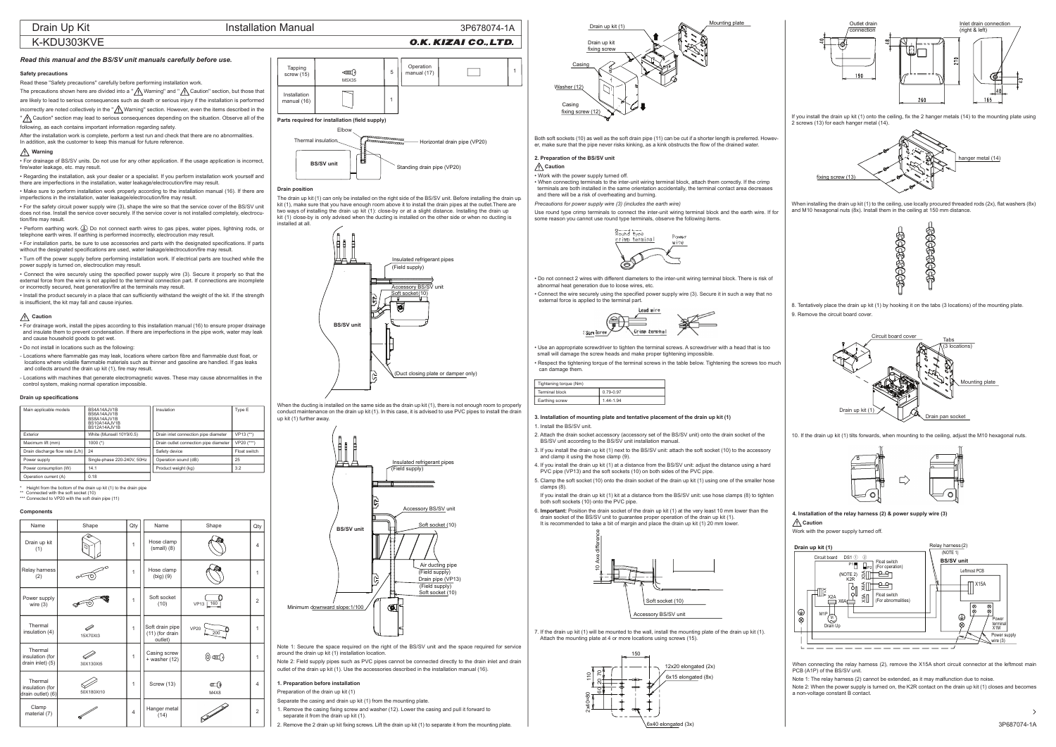# Drain Up Kit

## Installation Manual

3P678074-1A

# K-KDU303KVE

O.K. KIZAI CO.,LTD.

*Read this manual and the BS/SV unit manuals carefully before use.*

### Safety precautions

Read these "Safety precautions" carefully before performing installation work.

The precautions shown here are divided into a " ⚠ Warning" and " ⚠ Caution" section, but those that are likely to lead to serious consequences such as death or serious injury if the installation is performed incorrectly are noted collectively in the " ⚠ Warning" section. However, even the items described in the " ⚠ Caution" section may lead to serious consequences depending on the situation. Observe all of the following, as each contains important information regarding safety.

After the installation work is complete, perform a test run and check that there are no abnormalities. In addition, ask the customer to keep this manual for future reference.

### ⚠ Warning

- For drainage of BS/SV units. Do not use for any other application. If the usage application is incorrect, fire/water leakage, etc. may result.
- Regarding the installation, ask your dealer or a specialist. If you perform installation work yourself and there are imperfections in the installation, water leakage/electrocution/fire may result.
- Make sure to perform installation work properly according to the installation manual (16). If there are imperfections in the installation, water leakage/electrocution/fire may result.
- For the safety circuit power supply wire (3), shape the wire so that the service cover of the BS/SV unit does not rise. Install the service cover securely. If the service cover is not installed completely, electrocution/fire may result.
- Perform earthing work. Do not connect earth wires to gas pipes, water pipes, lightning rods, or telephone earth wires. If earthing is performed incorrectly, electrocution may result.
- For installation parts, be sure to use accessories and parts with the designated specifications. If parts without the designated specifications are used, water leakage/electrocution/fire may result.
- Turn off the power supply before performing installation work. If electrical parts are touched while the power supply is turned on, electrocution may result.
- Connect the wire securely using the specified power supply wire (3). Secure it properly so that the external force from the wire is not applied to the terminal connection part. If connections are incomplete or incorrectly secured, heat generation/fire at the terminals may result.
- Install the product securely in a place that can sufficiently withstand the weight of the kit. If the strength is insufficient, the kit may fall and cause injuries.

### ⚠ Caution

- For drainage work, install the pipes according to this installation manual (16) to ensure proper drainage and insulate them to prevent condensation. If there are imperfections in the pipe work, water may leak and cause household goods to get wet.
- Do not install in locations such as the following:
- Locations where flammable gas may leak, locations where carbon fibre and flammable dust float, or locations where volatile flammable materials such as thinner and gasoline are handled. If gas leaks and collects around the drain up kit (1), fire may result.
- Locations with machines that generate electromagnetic waves. These may cause abnormalities in the control system, making normal operation impossible.

### Drain up specifications

| Main applicable models | BS4A14AJV1B<br>BS6A14AJV1B<br>BS8A14AJV1B<br>BS10A14AJV1B<br>BS12A14AJV1B | Insulation | Type E |
|---|---|---|---|
| Exterior | White (Munsell 10Y9/0.5) | Drain inlet connection pipe diameter | VP13 (**) |
| Maximum lift (mm) | 1000 (*) | Drain outlet connection pipe diameter | VP20 (***) |
| Drain discharge flow rate (L/h) | 24 | Safety device | Float switch |
| Power supply | Single-phase 220-240V, 50Hz | Operation sound (dB) | 25 |
| Power consumption (W) | 14.1 | Product weight (kg) | 3.2 |
| Operation current (A) | 0.18 | | |

\* Height from the bottom of the drain up kit (1) to the drain pipe
\*\* Connected with the soft socket (10)
\*\*\* Connected to VP20 with the soft drain pipe (11)

### Components

| Name | Shape | Qty | Name | Shape | Qty |
|---|---|---|---|---|---|
| Drain up kit (1) | | 1 | Hose clamp (small) (8) | | 4 |
| Relay harness (2) | | 1 | Hose clamp (big) (9) | | 1 |
| Power supply wire (3) | | 1 | Soft socket (10) | VP13 160 | 2 |
| Thermal insulation (4) | 15X70Xt3 | 1 | Soft drain pipe (11) (for drain outlet) | VP20 200 | 1 |
| Thermal insulation (for drain inlet) (5) | 30X130Xt5 | 1 | Casing screw + washer (12) | | 1 |
| Thermal insulation (for drain outlet) (6) | 50X180Xt10 | 1 | Screw (13) | M4X8 | 4 |
| Clamp material (7) | | 4 | Hanger metal (14) | | 2 |
| Tapping screw (15) | M5X35 | 5 | Operation manual (17) | | 1 |
| Installation manual (16) | | 1 | | | |

### Parts required for installation (field supply)

Elbow — Thermal insulation — Horizontal drain pipe (VP20) — BS/SV unit — Standing drain pipe (VP20)

### Drain position

The drain up kit (1) can only be installed on the right side of the BS/SV unit. Before installing the drain up kit (1), make sure that you have enough room above it to install the drain pipes at the outlet. There are two ways of installing the drain up kit (1): close-by or at a slight distance. Installing the drain up kit (1) close-by is only advised when the ducting is installed on the other side or when no ducting is installed at all.

Insulated refrigerant pipes (Field supply) — Accessory BS/SV unit — Soft socket (10) — BS/SV unit — (Duct closing plate or damper only)

When the ducting is installed on the same side as the drain up kit (1), there is not enough room to properly conduct maintenance on the drain up kit (1). In this case, it is advised to use PVC pipes to install the drain up kit (1) further away.

Insulated refrigerant pipes (Field supply) — Accessory BS/SV unit — Soft socket (10) — BS/SV unit — Air ducting pipe (Field supply) — Drain pipe (VP13) (Field supply) — Soft socket (10) — Minimum downward slope:1/100

Note 1: Secure the space required on the right of the BS/SV unit and the space required for service around the drain up kit (1) installation location.

Note 2: Field supply pipes such as PVC pipes cannot be connected directly to the drain inlet and drain outlet of the drain up kit (1). Use the accessories described in the installation manual (16).

### 1. Preparation before installation

Preparation of the drain up kit (1)

Separate the casing and drain up kit (1) from the mounting plate.

1. Remove the casing fixing screw and washer (12). Lower the casing and pull it forward to separate it from the drain up kit (1).
2. Remove the 2 drain up kit fixing screws. Lift the drain up kit (1) to separate it from the mounting plate.

Drain up kit (1) — Mounting plate — Drain up kit fixing screw — Casing — Washer (12) — Casing fixing screw (12)

Both soft sockets (10) as well as the soft drain pipe (11) can be cut if a shorter length is preferred. However, make sure that the pipe never risks kinking, as a kink obstructs the flow of the drained water.

### 2. Preparation of the BS/SV unit

#### ⚠ Caution

- Work with the power supply turned off.
- When connecting terminals to the inter-unit wiring terminal block, attach them correctly. If the crimp terminals are both installed in the same orientation accidentally, the terminal contact area decreases and there will be a risk of overheating and burning.

*Precautions for power supply wire (3) (includes the earth wire)*

Use round type crimp terminals to connect the inter-unit wiring terminal block and the earth wire. If for some reason you cannot use round type terminals, observe the following items.

Round type crimp terminal — Power wire

- Do not connect 2 wires with different diameters to the inter-unit wiring terminal block. There is risk of abnormal heat generation due to loose wires, etc.
- Connect the wire securely using the specified power supply wire (3). Secure it in such a way that no external force is applied to the terminal part.

Lead wire — Sems screw — Crimp terminal

- Use an appropriate screwdriver to tighten the terminal screws. A screwdriver with a head that is too small will damage the screw heads and make proper tightening impossible.
- Respect the tightening torque of the terminal screws in the table below. Tightening the screws too much can damage them.

| Tightening torque (Nm) | |
|---|---|
| Terminal block | 0.79-0.97 |
| Earthing screw | 1.44-1.94 |

### 3. Installation of mounting plate and tentative placement of the drain up kit (1)

1. Install the BS/SV unit.
2. Attach the drain socket accessory (accessory set of the BS/SV unit) onto the drain socket of the BS/SV unit according to the BS/SV unit installation manual.
3. If you install the drain up kit (1) next to the BS/SV unit: attach the soft socket (10) to the accessory and clamp it using the hose clamp (9).
4. If you install the drain up kit (1) at a distance from the BS/SV unit: adjust the distance using a hard PVC pipe (VP13) and the soft sockets (10) on both sides of the PVC pipe.
5. Clamp the soft socket (10) onto the drain socket of the drain up kit (1) using one of the smaller hose clamps (8).

   If you install the drain up kit (1) at a distance from the BS/SV unit: use hose clamps (8) to tighten both soft sockets (10) onto the PVC pipe.
6. **Important:** Position the drain socket of the drain up kit (1) at the very least 10 mm lower than the drain socket of the BS/SV unit to guarantee proper operation of the drain up kit (1). It is recommended to take a bit of margin and place the drain up kit (1) 20 mm lower.

10 Axe difference — Soft socket (10) — Accessory BS/SV unit

7. If the drain up kit (1) will be mounted to the wall, install the mounting plate of the drain up kit (1). Attach the mounting plate at 4 or more locations using screws (15).

150 — 110 — 60 20 70 — 2x40=80 — 12x20 elongated (2x) — 6x15 elongated (8x) — 6x40 elongated (3x)

Outlet drain connection — Inlet drain connection (right & left) — 40 — 48 — 190 — 210 — 260 — 165 — 40 — 13

If you install the drain up kit (1) onto the ceiling, fix the 2 hanger metals (14) to the mounting plate using 2 screws (13) for each hanger metal (14).

hanger metal (14) — fixing screw (13)

When installing the drain up kit (1) to the ceiling, use locally procured threaded rods (2x), flat washers (8x) and M10 hexagonal nuts (8x). Install them in the ceiling at 150 mm distance.

8. Tentatively place the drain up kit (1) by hooking it on the tabs (3 locations) of the mounting plate.
9. Remove the circuit board cover.

Circuit board cover — Tabs (3 locations) — Mounting plate — Drain up kit (1) — Drain pan socket

10. If the drain up kit (1) tilts forwards, when mounting to the ceiling, adjust the M10 hexagonal nuts.

### 4. Installation of the relay harness (2) & power supply wire (3)

#### ⚠ Caution

Work with the power supply turned off.

Drain up kit (1) — Circuit board — DS1 ① ② — P1 — P2 — (NOTE 2) K2R — Float switch (For operation) — X2A — X6A — Float switch (For abnormalities) — M1P — Drain Up — Relay harness (2) (NOTE 1) — BS/SV unit — Leftmost PCB — X15A — Power terminal X1M — Power supply wire (3)

When connecting the relay harness (2), remove the X15A short circuit connector at the leftmost main PCB (A1P) of the BS/SV unit.

Note 1: The relay harness (2) cannot be extended, as it may malfunction due to noise.

Note 2: When the power supply is turned on, the K2R contact on the drain up kit (1) closes and becomes a non-voltage constant B contact.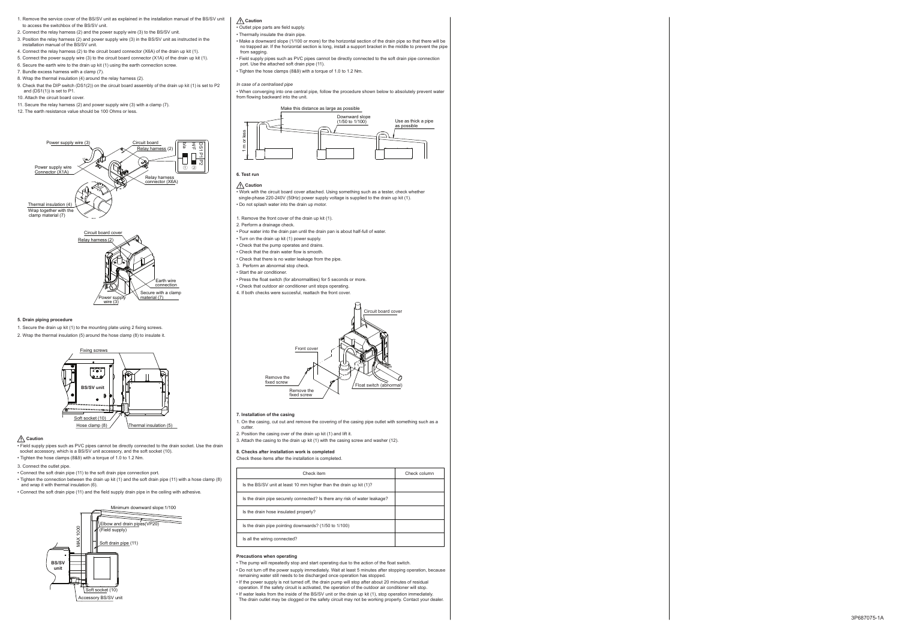1. Remove the service cover of the BS/SV unit as explained in the installation manual of the BS/SV unit to access the switchbox of the BS/SV unit.
2. Connect the relay harness (2) and the power supply wire (3) to the BS/SV unit.
3. Position the relay harness (2) and power supply wire (3) in the BS/SV unit as instructed in the installation manual of the BS/SV unit.
4. Connect the relay harness (2) to the circuit board connector (X6A) of the drain up kit (1).
5. Connect the power supply wire (3) to the circuit board connector (X1A) of the drain up kit (1).
6. Secure the earth wire to the drain up kit (1) using the earth connection screw.
7. Bundle excess harness with a clamp (7).
8. Wrap the thermal insulation (4) around the relay harness (2).
9. Check that the DIP switch (DS1(2)) on the circuit board assembly of the drain up kit (1) is set to P2 and (DS1(1)) is set to P1.
10. Attach the circuit board cover.
11. Secure the relay harness (2) and power supply wire (3) with a clamp (7).
12. The earth resistance value should be 100 Ohms or less.

Power supply wire (3)
Circuit board
Relay harness (2)
DS1 P1 P2
Power supply wire Connector (X1A)
Relay harness connector (X6A)
Thermal insulation (4)
Wrap together with the clamp material (7)

Circuit board cover
Relay harness (2)
Earth wire connection
Secure with a clamp material (7)
Power supply wire (3)

## 5. Drain piping procedure

1. Secure the drain up kit (1) to the mounting plate using 2 fixing screws.
2. Wrap the thermal insulation (5) around the hose clamp (8) to insulate it.

Fixing screws
BS/SV unit
Soft socket (10)
Hose clamp (8)
Thermal insulation (5)

**⚠ Caution**

- Field supply pipes such as PVC pipes cannot be directly connected to the drain socket. Use the drain socket accessory, which is a BS/SV unit accessory, and the soft socket (10).
- Tighten the hose clamps (8&9) with a torque of 1.0 to 1.2 Nm.

3. Connect the outlet pipe.

- Connect the soft drain pipe (11) to the soft drain pipe connection port.
- Tighten the connection between the drain up kit (1) and the soft drain pipe (11) with a hose clamp (8) and wrap it with thermal insulation (6).
- Connect the soft drain pipe (11) and the field supply drain pipe in the ceiling with adhesive.

Minimum downward slope:1/100
Elbow and drain pipes(VP20) (Field supply)
MAX.1000
Soft drain pipe (11)
BS/SV unit
Soft socket (10)
Accessory BS/SV unit

**⚠ Caution**

- Outlet pipe parts are field supply.
- Thermally insulate the drain pipe.
- Make a downward slope (1/100 or more) for the horizontal section of the drain pipe so that there will be no trapped air. If the horizontal section is long, install a support bracket in the middle to prevent the pipe from sagging.
- Field supply pipes such as PVC pipes cannot be directly connected to the soft drain pipe connection port. Use the attached soft drain pipe (11).
- Tighten the hose clamps (8&9) with a torque of 1.0 to 1.2 Nm.

*In case of a centralised pipe*

- When converging into one central pipe, follow the procedure shown below to absolutely prevent water from flowing backward into the unit.

Make this distance as large as possible
Downward slope (1/50 to 1/100)
Use as thick a pipe as possible
1 m or less

## 6. Test run

**⚠ Caution**

- Work with the circuit board cover attached. Using something such as a tester, check whether single-phase 220-240V (50Hz) power supply voltage is supplied to the drain up kit (1).
- Do not splash water into the drain up motor.

1. Remove the front cover of the drain up kit (1).
2. Perform a drainage check.
   - Pour water into the drain pan until the drain pan is about half-full of water.
   - Turn on the drain up kit (1) power supply.
   - Check that the pump operates and drains.
   - Check that the drain water flow is smooth.
   - Check that there is no water leakage from the pipe.
3. Perform an abnormal stop check.
   - Start the air conditioner.
   - Press the float switch (for abnormalities) for 5 seconds or more.
   - Check that outdoor air conditioner unit stops operating.
4. If both checks were succesful, reattach the front cover.

Circuit board cover
Front cover
Remove the fixed screw
Remove the fixed screw
Float switch (abnormal)

## 7. Installation of the casing

1. On the casing, cut out and remove the covering of the casing pipe outlet with something such as a cutter.
2. Position the casing over of the drain up kit (1) and lift it.
3. Attach the casing to the drain up kit (1) with the casing screw and washer (12).

## 8. Checks after installation work is completed

Check these items after the installation is completed.

| Check item | Check column |
|---|---|
| Is the BS/SV unit at least 10 mm higher than the drain up kit (1)? | |
| Is the drain pipe securely connected? Is there any risk of water leakage? | |
| Is the drain hose insulated properly? | |
| Is the drain pipe pointing downwards? (1/50 to 1/100) | |
| Is all the wiring connected? | |

**Precautions when operating**

- The pump will repeatedly stop and start operating due to the action of the float switch.
- Do not turn off the power supply immediately. Wait at least 5 minutes after stopping operation, because remaining water still needs to be discharged once operation has stopped.
- If the power supply is not turned off, the drain pump will stop after about 20 minutes of residual operation. If the safety circuit is activated, the operation of the outdoor air conditioner will stop.
- If water leaks from the inside of the BS/SV unit or the drain up kit (1), stop operation immediately. The drain outlet may be clogged or the safety circuit may not be working properly. Contact your dealer.

3P687075-1A